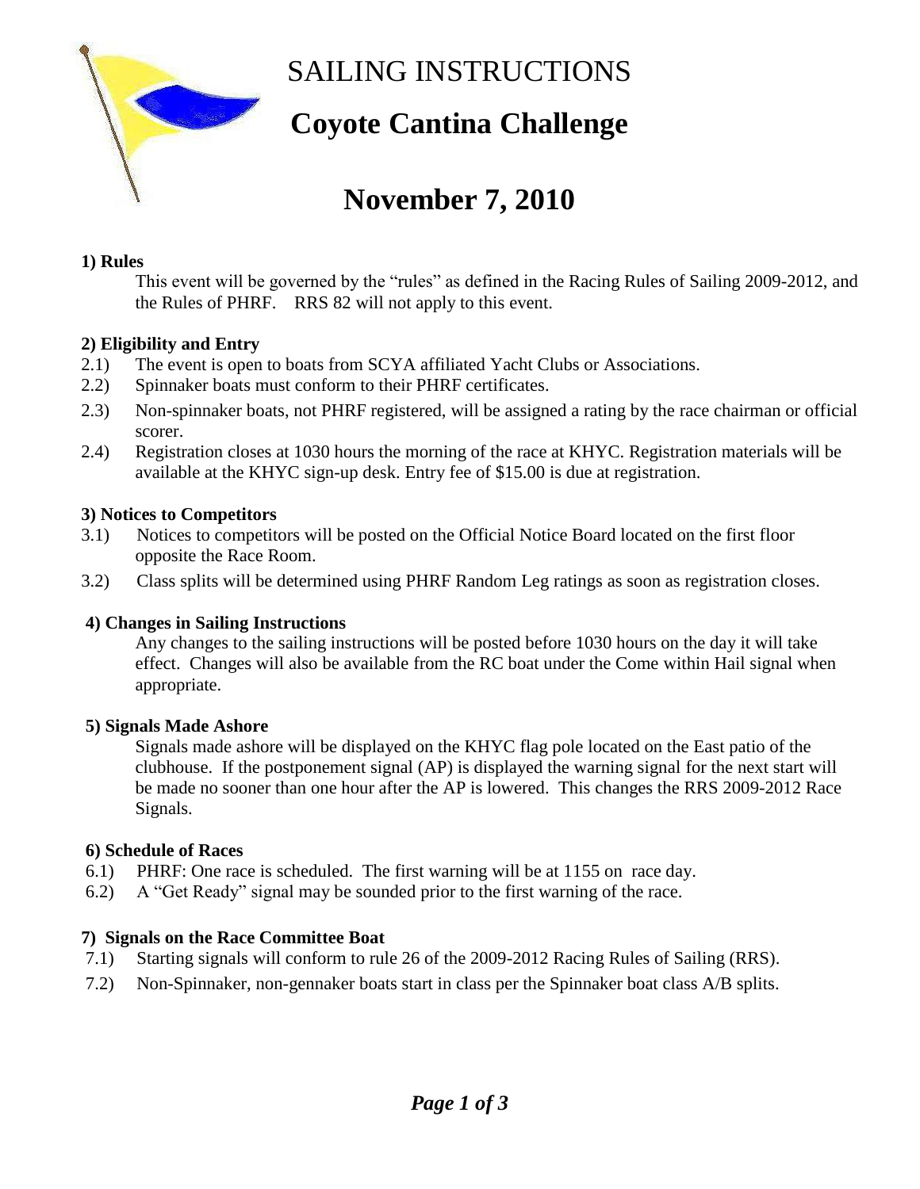# SAILING INSTRUCTIONS

# Coyote Cantina Challenge

# November 7, 2010

### 1) Rules

This event will be governed by the "rules" as defined in the Racing Rules of Sailing 2009-2012, and the Rules of PHRF. RRS 82 will not apply to this event.

### 2) Eligibility and Entry

2.1) The event is open to boats from SCYA affiliated Yacht Clubs or Associations.

2.2) Spinnaker boats must conform to their PHRF certificates.

2.3) Non-spinnaker boats, not PHRF registered, will be assigned a rating by the race chairman or official scorer.

2.4) Registration closes at 1030 hours the morning of the race at KHYC. Registration materials will be available at the KHYC sign-up desk. Entry fee of $15.00 is due at registration.

### 3) Notices to Competitors

3.1) Notices to competitors will be posted on the Official Notice Board located on the first floor opposite the Race Room.

3.2) Class splits will be determined using PHRF Random Leg ratings as soon as registration closes.

### 4) Changes in Sailing Instructions

Any changes to the sailing instructions will be posted before 1030 hours on the day it will take effect. Changes will also be available from the RC boat under the Come within Hail signal when appropriate.

### 5) Signals Made Ashore

Signals made ashore will be displayed on the KHYC flag pole located on the East patio of the clubhouse. If the postponement signal (AP) is displayed the warning signal for the next start will be made no sooner than one hour after the AP is lowered. This changes the RRS 2009-2012 Race Signals.

### 6) Schedule of Races

6.1) PHRF: One race is scheduled. The first warning will be at 1155 on race day.

6.2) A "Get Ready" signal may be sounded prior to the first warning of the race.

### 7) Signals on the Race Committee Boat

7.1) Starting signals will conform to rule 26 of the 2009-2012 Racing Rules of Sailing (RRS).

7.2) Non-Spinnaker, non-gennaker boats start in class per the Spinnaker boat class A/B splits.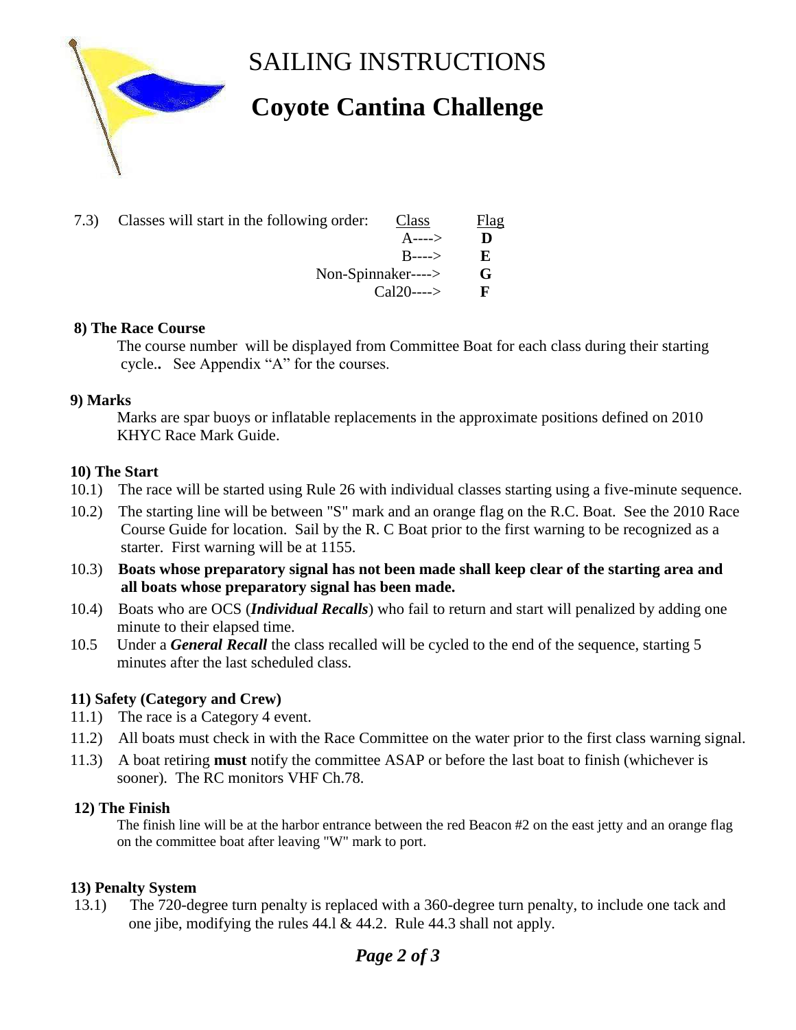# SAILING INSTRUCTIONS

## Coyote Cantina Challenge

7.3) Classes will start in the following order:

| Class | Flag |
|---|---|
| A----> | **D** |
| B----> | **E** |
| Non-Spinnaker----> | **G** |
| Cal20----> | **F** |

**8) The Race Course**

The course number will be displayed from Committee Boat for each class during their starting cycle**..** See Appendix "A" for the courses.

**9) Marks**

Marks are spar buoys or inflatable replacements in the approximate positions defined on 2010 KHYC Race Mark Guide.

**10) The Start**

10.1) The race will be started using Rule 26 with individual classes starting using a five-minute sequence.

10.2) The starting line will be between "S" mark and an orange flag on the R.C. Boat. See the 2010 Race Course Guide for location. Sail by the R. C Boat prior to the first warning to be recognized as a starter. First warning will be at 1155.

10.3) **Boats whose preparatory signal has not been made shall keep clear of the starting area and all boats whose preparatory signal has been made.**

10.4) Boats who are OCS (***Individual Recalls***) who fail to return and start will penalized by adding one minute to their elapsed time.

10.5 Under a ***General Recall*** the class recalled will be cycled to the end of the sequence, starting 5 minutes after the last scheduled class.

**11) Safety (Category and Crew)**

11.1) The race is a Category 4 event.

11.2) All boats must check in with the Race Committee on the water prior to the first class warning signal.

11.3) A boat retiring **must** notify the committee ASAP or before the last boat to finish (whichever is sooner). The RC monitors VHF Ch.78.

**12) The Finish**

The finish line will be at the harbor entrance between the red Beacon #2 on the east jetty and an orange flag on the committee boat after leaving "W" mark to port.

**13) Penalty System**

13.1) The 720-degree turn penalty is replaced with a 360-degree turn penalty, to include one tack and one jibe, modifying the rules 44.l & 44.2. Rule 44.3 shall not apply.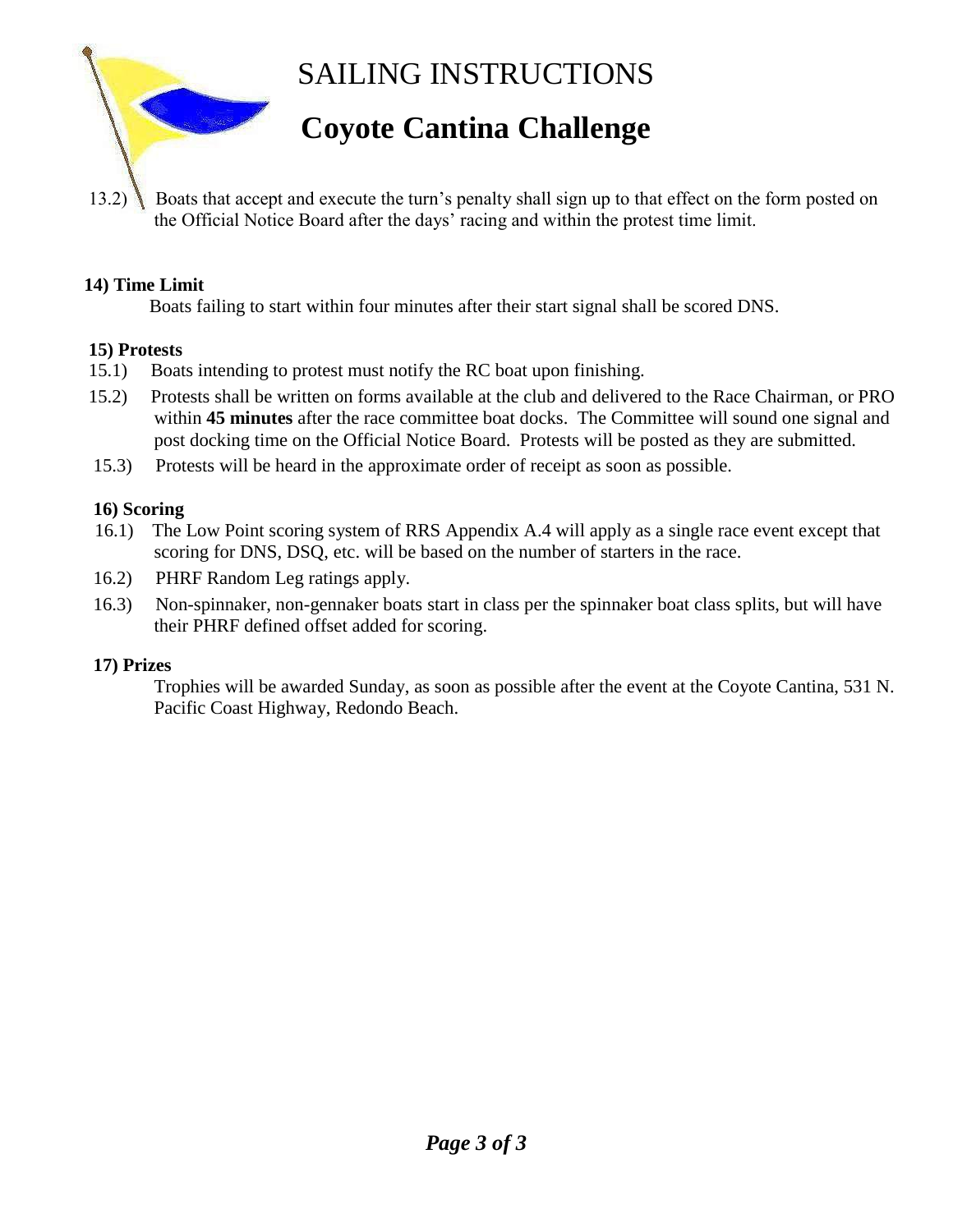# SAILING INSTRUCTIONS

# **Coyote Cantina Challenge**

13.2) Boats that accept and execute the turn's penalty shall sign up to that effect on the form posted on the Official Notice Board after the days' racing and within the protest time limit.

**14) Time Limit**

Boats failing to start within four minutes after their start signal shall be scored DNS.

**15) Protests**

15.1) Boats intending to protest must notify the RC boat upon finishing.

15.2) Protests shall be written on forms available at the club and delivered to the Race Chairman, or PRO within **45 minutes** after the race committee boat docks. The Committee will sound one signal and post docking time on the Official Notice Board. Protests will be posted as they are submitted.

15.3) Protests will be heard in the approximate order of receipt as soon as possible.

**16) Scoring**

16.1) The Low Point scoring system of RRS Appendix A.4 will apply as a single race event except that scoring for DNS, DSQ, etc. will be based on the number of starters in the race.

16.2) PHRF Random Leg ratings apply.

16.3) Non-spinnaker, non-gennaker boats start in class per the spinnaker boat class splits, but will have their PHRF defined offset added for scoring.

**17) Prizes**

Trophies will be awarded Sunday, as soon as possible after the event at the Coyote Cantina, 531 N. Pacific Coast Highway, Redondo Beach.